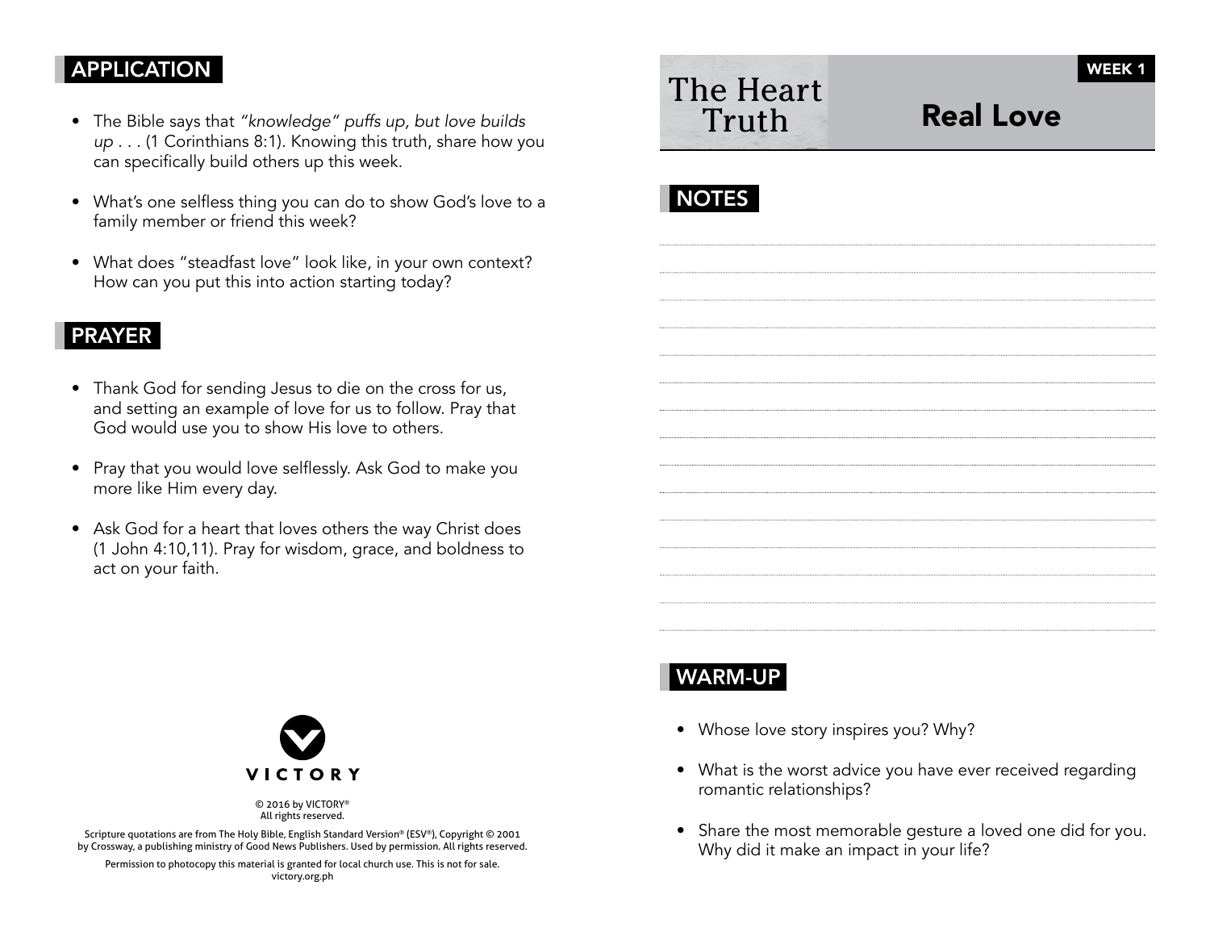# The Heart Truth

## Real Love

WEEK 1

## NOTES

## WARM-UP

- Whose love story inspires you? Why?
- What is the worst advice you have ever received regarding romantic relationships?
- Share the most memorable gesture a loved one did for you. Why did it make an impact in your life?

## APPLICATION

- The Bible says that *"knowledge" puffs up, but love builds up . . .* (1 Corinthians 8:1). Knowing this truth, share how you can specifically build others up this week.
- What's one selfless thing you can do to show God's love to a family member or friend this week?
- What does "steadfast love" look like, in your own context? How can you put this into action starting today?

## PRAYER

- Thank God for sending Jesus to die on the cross for us, and setting an example of love for us to follow. Pray that God would use you to show His love to others.
- Pray that you would love selflessly. Ask God to make you more like Him every day.
- Ask God for a heart that loves others the way Christ does (1 John 4:10,11). Pray for wisdom, grace, and boldness to act on your faith.

VICTORY

© 2016 by VICTORY®
All rights reserved.

Scripture quotations are from The Holy Bible, English Standard Version® (ESV®), Copyright © 2001 by Crossway, a publishing ministry of Good News Publishers. Used by permission. All rights reserved.

Permission to photocopy this material is granted for local church use. This is not for sale.
victory.org.ph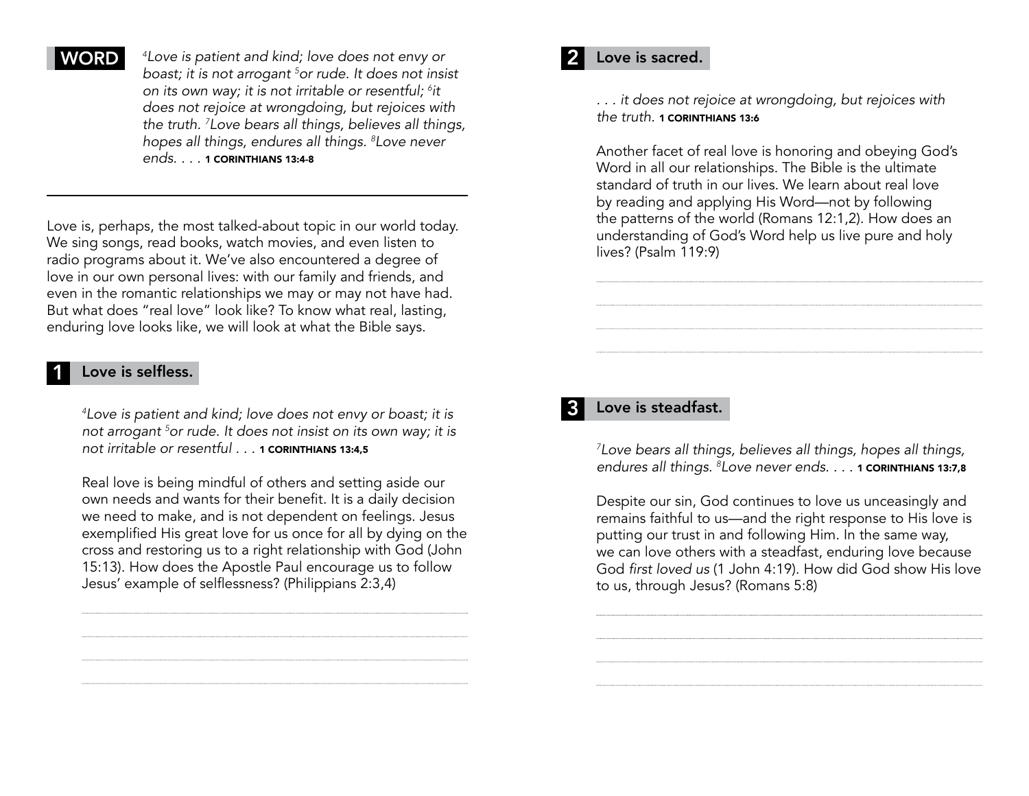**WORD**

*[4]Love is patient and kind; love does not envy or boast; it is not arrogant [5]or rude. It does not insist on its own way; it is not irritable or resentful; [6]it does not rejoice at wrongdoing, but rejoices with the truth. [7]Love bears all things, believes all things, hopes all things, endures all things. [8]Love never ends. . . .* **1 CORINTHIANS 13:4-8**

---

Love is, perhaps, the most talked-about topic in our world today. We sing songs, read books, watch movies, and even listen to radio programs about it. We've also encountered a degree of love in our own personal lives: with our family and friends, and even in the romantic relationships we may or may not have had. But what does "real love" look like? To know what real, lasting, enduring love looks like, we will look at what the Bible says.

## 1 Love is selfless.

*[4]Love is patient and kind; love does not envy or boast; it is not arrogant [5]or rude. It does not insist on its own way; it is not irritable or resentful . . .* **1 CORINTHIANS 13:4,5**

Real love is being mindful of others and setting aside our own needs and wants for their benefit. It is a daily decision we need to make, and is not dependent on feelings. Jesus exemplified His great love for us once for all by dying on the cross and restoring us to a right relationship with God (John 15:13). How does the Apostle Paul encourage us to follow Jesus' example of selflessness? (Philippians 2:3,4)

## 2 Love is sacred.

*. . . it does not rejoice at wrongdoing, but rejoices with the truth.* **1 CORINTHIANS 13:6**

Another facet of real love is honoring and obeying God's Word in all our relationships. The Bible is the ultimate standard of truth in our lives. We learn about real love by reading and applying His Word—not by following the patterns of the world (Romans 12:1,2). How does an understanding of God's Word help us live pure and holy lives? (Psalm 119:9)

## 3 Love is steadfast.

*[7]Love bears all things, believes all things, hopes all things, endures all things. [8]Love never ends. . . .* **1 CORINTHIANS 13:7,8**

Despite our sin, God continues to love us unceasingly and remains faithful to us—and the right response to His love is putting our trust in and following Him. In the same way, we can love others with a steadfast, enduring love because God *first loved us* (1 John 4:19). How did God show His love to us, through Jesus? (Romans 5:8)